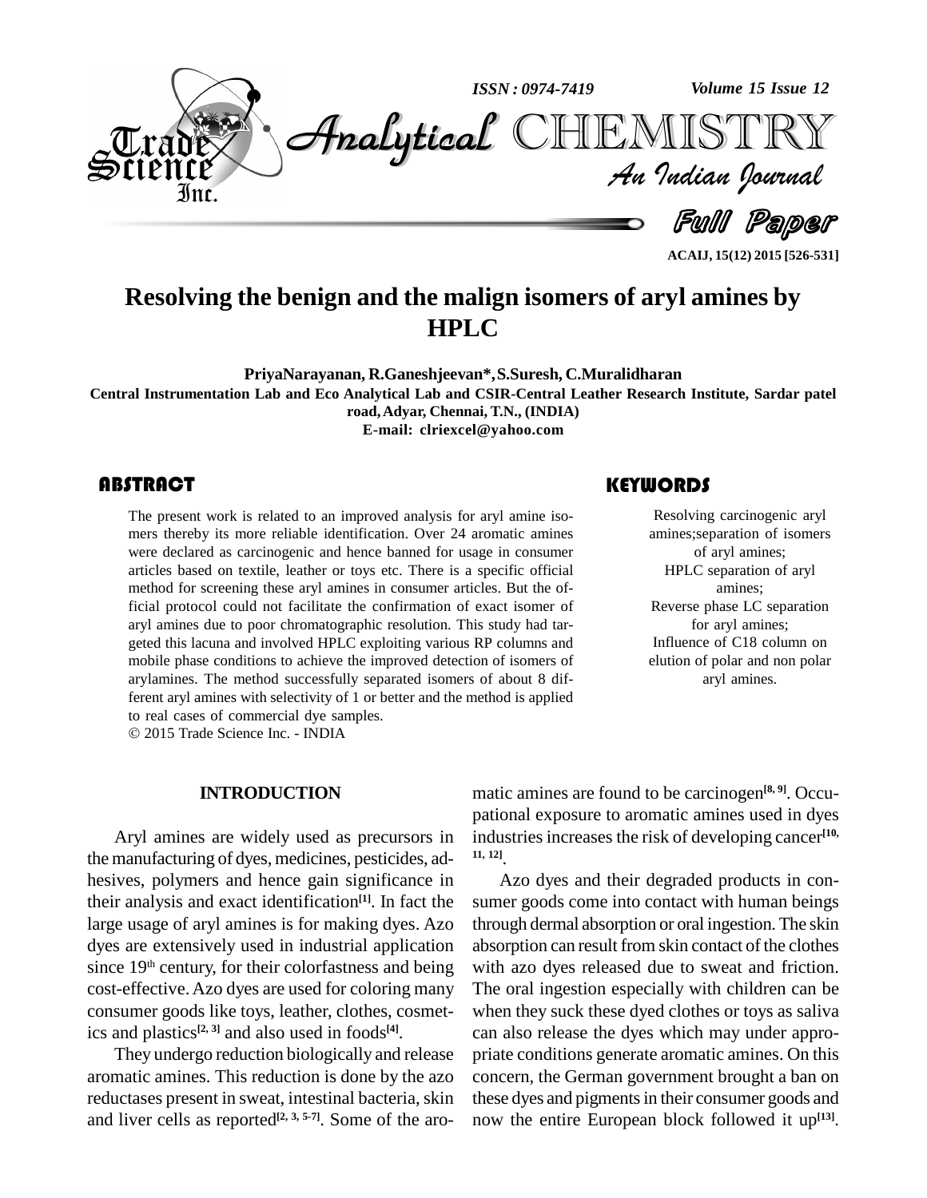# Resolving the benign and the malign isomers of aryl amines by HPLC

**PriyaNarayanan, R.Ganeshjeevan\*, S.Suresh, C.Muralidharan**

**Central Instrumentation Lab and Eco Analytical Lab and CSIR-Central Leather Research Institute, Sardar patel road, Adyar, Chennai, T.N., (INDIA)**

**E-mail: clriexcel@yahoo.com**

## ABSTRACT

The present work is related to an improved analysis for aryl amine isomers thereby its more reliable identification. Over 24 aromatic amines were declared as carcinogenic and hence banned for usage in consumer articles based on textile, leather or toys etc. There is a specific official method for screening these aryl amines in consumer articles. But the official protocol could not facilitate the confirmation of exact isomer of aryl amines due to poor chromatographic resolution. This study had targeted this lacuna and involved HPLC exploiting various RP columns and mobile phase conditions to achieve the improved detection of isomers of arylamines. The method successfully separated isomers of about 8 different aryl amines with selectivity of 1 or better and the method is applied to real cases of commercial dye samples.

© 2015 Trade Science Inc. - INDIA

## KEYWORDS

Resolving carcinogenic aryl amines; separation of isomers of aryl amines; HPLC separation of aryl amines; Reverse phase LC separation for aryl amines; Influence of C18 column on elution of polar and non polar aryl amines.

## INTRODUCTION

Aryl amines are widely used as precursors in the manufacturing of dyes, medicines, pesticides, adhesives, polymers and hence gain significance in their analysis and exact identification[1]. In fact the large usage of aryl amines is for making dyes. Azo dyes are extensively used in industrial application since $19^{th}$ century, for their colorfastness and being cost-effective. Azo dyes are used for coloring many consumer goods like toys, leather, clothes, cosmetics and plastics[2, 3] and also used in foods[4].

They undergo reduction biologically and release aromatic amines. This reduction is done by the azo reductases present in sweat, intestinal bacteria, skin and liver cells as reported[2, 3, 5-7]. Some of the aromatic amines are found to be carcinogen[8, 9]. Occupational exposure to aromatic amines used in dyes industries increases the risk of developing cancer[10, 11, 12].

Azo dyes and their degraded products in consumer goods come into contact with human beings through dermal absorption or oral ingestion. The skin absorption can result from skin contact of the clothes with azo dyes released due to sweat and friction. The oral ingestion especially with children can be when they suck these dyed clothes or toys as saliva can also release the dyes which may under appropriate conditions generate aromatic amines. On this concern, the German government brought a ban on these dyes and pigments in their consumer goods and now the entire European block followed it up[13].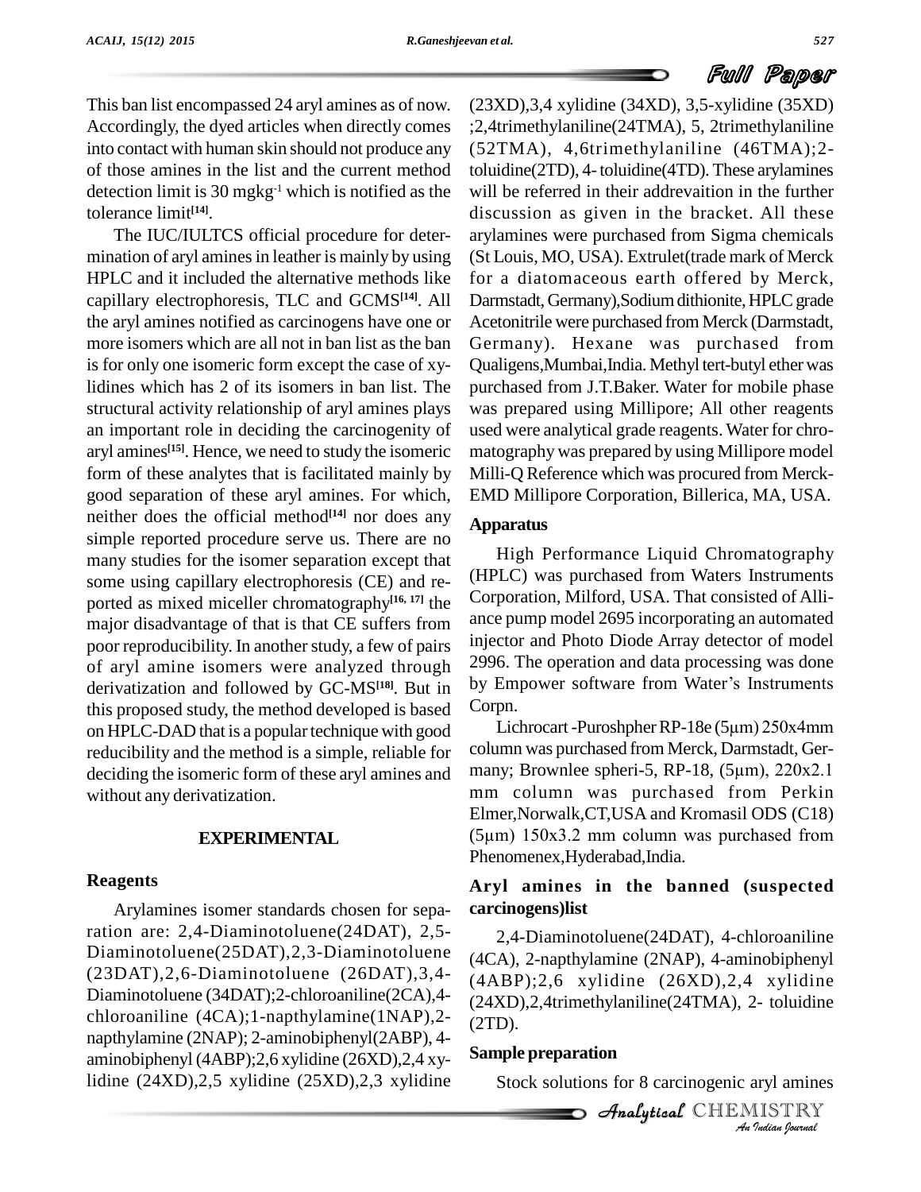This ban list encompassed 24 aryl amines as of now. Accordingly, the dyed articles when directly comes into contact with human skin should not produce any of those amines in the list and the current method detection limit is 30 mgkg$^{-1}$ which is notified as the tolerance limit[14].

The IUC/IULTCS official procedure for determination of aryl amines in leather is mainly by using HPLC and it included the alternative methods like capillary electrophoresis, TLC and GCMS[14]. All the aryl amines notified as carcinogens have one or more isomers which are all not in ban list as the ban is for only one isomeric form except the case of xylidines which has 2 of its isomers in ban list. The structural activity relationship of aryl amines plays an important role in deciding the carcinogenity of aryl amines[15]. Hence, we need to study the isomeric form of these analytes that is facilitated mainly by good separation of these aryl amines. For which, neither does the official method[14] nor does any simple reported procedure serve us. There are no many studies for the isomer separation except that some using capillary electrophoresis (CE) and reported as mixed miceller chromatography[16, 17] the major disadvantage of that is that CE suffers from poor reproducibility. In another study, a few of pairs of aryl amine isomers were analyzed through derivatization and followed by GC-MS[18]. But in this proposed study, the method developed is based on HPLC-DAD that is a popular technique with good reducibility and the method is a simple, reliable for deciding the isomeric form of these aryl amines and without any derivatization.

## EXPERIMENTAL

### Reagents

Arylamines isomer standards chosen for separation are: 2,4-Diaminotoluene(24DAT), 2,5-Diaminotoluene(25DAT),2,3-Diaminotoluene (23DAT),2,6-Diaminotoluene (26DAT),3,4-Diaminotoluene (34DAT);2-chloroaniline(2CA),4-chloroaniline (4CA);1-napthylamine(1NAP),2-napthylamine (2NAP); 2-aminobiphenyl(2ABP), 4-aminobiphenyl (4ABP);2,6 xylidine (26XD),2,4 xylidine (24XD),2,5 xylidine (25XD),2,3 xylidine (23XD),3,4 xylidine (34XD), 3,5-xylidine (35XD) ;2,4trimethylaniline(24TMA), 5, 2trimethylaniline (52TMA), 4,6trimethylaniline (46TMA);2-toluidine(2TD), 4- toluidine(4TD). These arylamines will be referred in their addrevaition in the further discussion as given in the bracket. All these arylamines were purchased from Sigma chemicals (St Louis, MO, USA). Extrulet(trade mark of Merck for a diatomaceous earth offered by Merck, Darmstadt, Germany),Sodium dithionite, HPLC grade Acetonitrile were purchased from Merck (Darmstadt, Germany). Hexane was purchased from Qualigens,Mumbai,India. Methyl tert-butyl ether was purchased from J.T.Baker. Water for mobile phase was prepared using Millipore; All other reagents used were analytical grade reagents. Water for chromatography was prepared by using Millipore model Milli-Q Reference which was procured from Merck-EMD Millipore Corporation, Billerica, MA, USA.

### Apparatus

High Performance Liquid Chromatography (HPLC) was purchased from Waters Instruments Corporation, Milford, USA. That consisted of Alliance pump model 2695 incorporating an automated injector and Photo Diode Array detector of model 2996. The operation and data processing was done by Empower software from Water's Instruments Corpn.

Lichrocart -Puroshpher RP-18e (5µm) 250x4mm column was purchased from Merck, Darmstadt, Germany; Brownlee spheri-5, RP-18, (5µm), 220x2.1 mm column was purchased from Perkin Elmer,Norwalk,CT,USA and Kromasil ODS (C18) (5µm) 150x3.2 mm column was purchased from Phenomenex,Hyderabad,India.

### Aryl amines in the banned (suspected carcinogens)list

2,4-Diaminotoluene(24DAT), 4-chloroaniline (4CA), 2-napthylamine (2NAP), 4-aminobiphenyl (4ABP);2,6 xylidine (26XD),2,4 xylidine (24XD),2,4trimethylaniline(24TMA), 2- toluidine (2TD).

### Sample preparation

Stock solutions for 8 carcinogenic aryl amines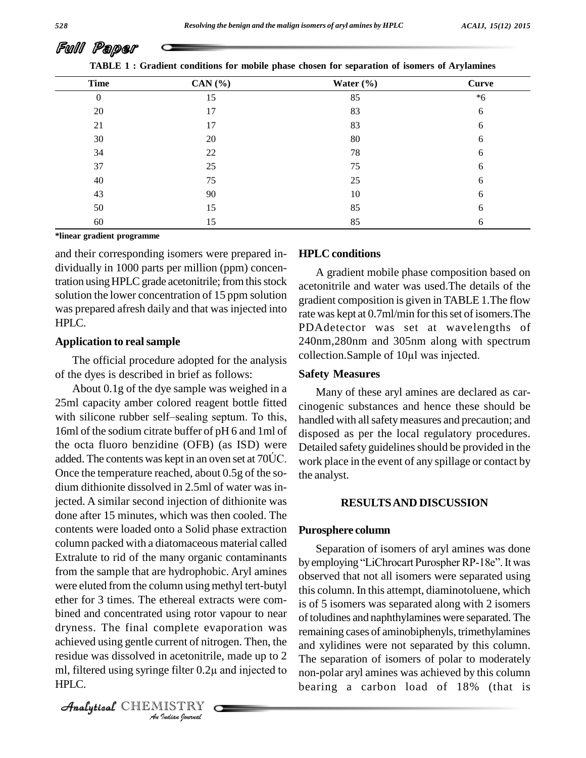**TABLE 1 : Gradient conditions for mobile phase chosen for separation of isomers of Arylamines**

| Time | CAN (%) | Water (%) | Curve |
|---|---|---|---|
| 0 | 15 | 85 | *6 |
| 20 | 17 | 83 | 6 |
| 21 | 17 | 83 | 6 |
| 30 | 20 | 80 | 6 |
| 34 | 22 | 78 | 6 |
| 37 | 25 | 75 | 6 |
| 40 | 75 | 25 | 6 |
| 43 | 90 | 10 | 6 |
| 50 | 15 | 85 | 6 |
| 60 | 15 | 85 | 6 |

***linear gradient programme**

and their corresponding isomers were prepared individually in 1000 parts per million (ppm) concentration using HPLC grade acetonitrile; from this stock solution the lower concentration of 15 ppm solution was prepared afresh daily and that was injected into HPLC.

### Application to real sample

The official procedure adopted for the analysis of the dyes is described in brief as follows:

About 0.1g of the dye sample was weighed in a 25ml capacity amber colored reagent bottle fitted with silicone rubber self–sealing septum. To this, 16ml of the sodium citrate buffer of pH 6 and 1ml of the octa fluoro benzidine (OFB) (as ISD) were added. The contents was kept in an oven set at 70ÚC. Once the temperature reached, about 0.5g of the sodium dithionite dissolved in 2.5ml of water was injected. A similar second injection of dithionite was done after 15 minutes, which was then cooled. The contents were loaded onto a Solid phase extraction column packed with a diatomaceous material called Extralute to rid of the many organic contaminants from the sample that are hydrophobic. Aryl amines were eluted from the column using methyl tert-butyl ether for 3 times. The ethereal extracts were combined and concentrated using rotor vapour to near dryness. The final complete evaporation was achieved using gentle current of nitrogen. Then, the residue was dissolved in acetonitrile, made up to 2 ml, filtered using syringe filter 0.2µ and injected to HPLC.

### HPLC conditions

A gradient mobile phase composition based on acetonitrile and water was used.The details of the gradient composition is given in TABLE 1.The flow rate was kept at 0.7ml/min for this set of isomers.The PDAdetector was set at wavelengths of 240nm,280nm and 305nm along with spectrum collection.Sample of 10µl was injected.

### Safety Measures

Many of these aryl amines are declared as carcinogenic substances and hence these should be handled with all safety measures and precaution; and disposed as per the local regulatory procedures. Detailed safety guidelines should be provided in the work place in the event of any spillage or contact by the analyst.

## RESULTS AND DISCUSSION

### Purosphere column

Separation of isomers of aryl amines was done by employing "LiChrocart Purospher RP-18e". It was observed that not all isomers were separated using this column. In this attempt, diaminotoluene, which is of 5 isomers was separated along with 2 isomers of toludines and naphthylamines were separated. The remaining cases of aminobiphenyls, trimethylamines and xylidines were not separated by this column. The separation of isomers of polar to moderately non-polar aryl amines was achieved by this column bearing a carbon load of 18% (that is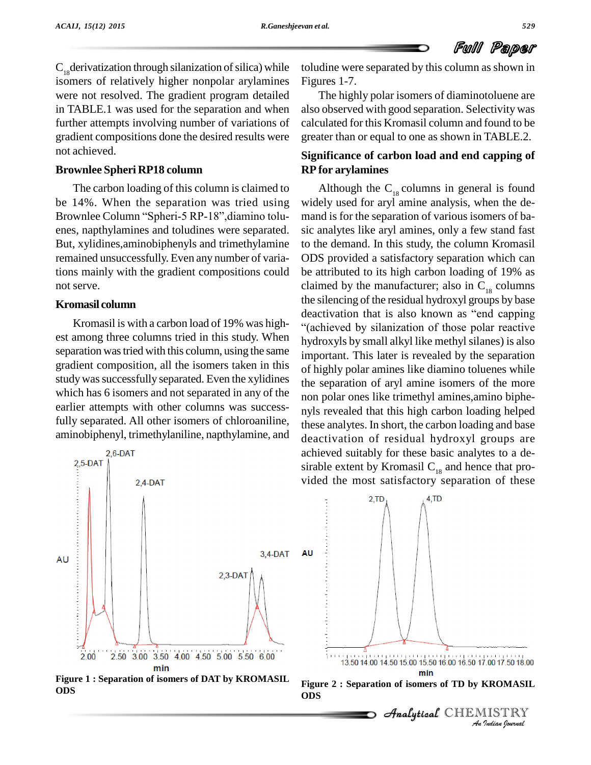$C_{18}$ derivatization through silanization of silica) while isomers of relatively higher nonpolar arylamines were not resolved. The gradient program detailed in TABLE.1 was used for the separation and when further attempts involving number of variations of gradient compositions done the desired results were not achieved.

### Brownlee Spheri RP18 column

The carbon loading of this column is claimed to be 14%. When the separation was tried using Brownlee Column "Spheri-5 RP-18",diamino toluenes, napthylamines and toludines were separated. But, xylidines,aminobiphenyls and trimethylamine remained unsuccessfully. Even any number of variations mainly with the gradient compositions could not serve.

### Kromasil column

Kromasil is with a carbon load of 19% was highest among three columns tried in this study. When separation was tried with this column, using the same gradient composition, all the isomers taken in this study was successfully separated. Even the xylidines which has 6 isomers and not separated in any of the earlier attempts with other columns was successfully separated. All other isomers of chloroaniline, aminobiphenyl, trimethylaniline, napthylamine, and toludine were separated by this column as shown in Figures 1-7.

The highly polar isomers of diaminotoluene are also observed with good separation. Selectivity was calculated for this Kromasil column and found to be greater than or equal to one as shown in TABLE.2.

Figure 1 : Separation of isomers of DAT by KROMASIL ODS

### Significance of carbon load and end capping of RP for arylamines

Although the $C_{18}$ columns in general is found widely used for aryl amine analysis, when the demand is for the separation of various isomers of basic analytes like aryl amines, only a few stand fast to the demand. In this study, the column Kromasil ODS provided a satisfactory separation which can be attributed to its high carbon loading of 19% as claimed by the manufacturer; also in $C_{18}$ columns the silencing of the residual hydroxyl groups by base deactivation that is also known as "end capping "(achieved by silanization of those polar reactive hydroxyls by small alkyl like methyl silanes) is also important. This later is revealed by the separation of highly polar amines like diamino toluenes while the separation of aryl amine isomers of the more non polar ones like trimethyl amines,amino biphenyls revealed that this high carbon loading helped these analytes. In short, the carbon loading and base deactivation of residual hydroxyl groups are achieved suitably for these basic analytes to a desirable extent by Kromasil $C_{18}$ and hence that provided the most satisfactory separation of these

Figure 2 : Separation of isomers of TD by KROMASIL ODS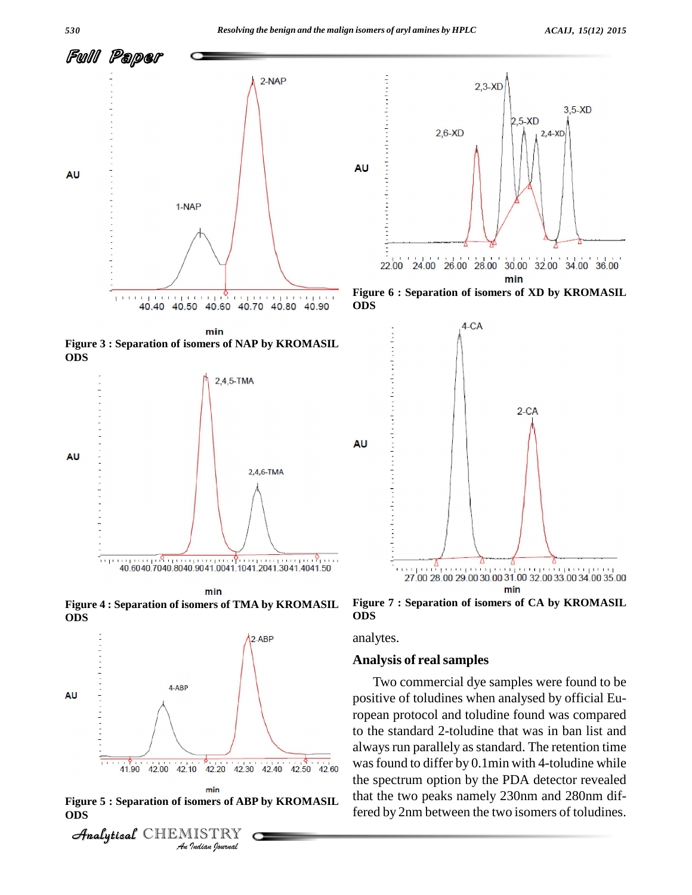AU

2-NAP

1-NAP

40.40 40.50 40.60 40.70 40.80 40.90

min

Figure 3 : Separation of isomers of NAP by KROMASIL ODS

AU

2,4,5-TMA

2,4,6-TMA

40.60 40.70 40.80 40.90 41.00 41.10 41.20 41.30 41.40 41.50

min

Figure 4 : Separation of isomers of TMA by KROMASIL ODS

AU

2-ABP

4-ABP

41.90 42.00 42.10 42.20 42.30 42.40 42.50 42.60

min

Figure 5 : Separation of isomers of ABP by KROMASIL ODS

AU

2,3-XD

3,5-XD

2,5-XD

2,4-XD

2,6-XD

22.00 24.00 26.00 28.00 30.00 32.00 34.00 36.00

min

Figure 6 : Separation of isomers of XD by KROMASIL ODS

AU

4-CA

2-CA

27.00 28.00 29.00 30.00 31.00 32.00 33.00 34.00 35.00

min

Figure 7 : Separation of isomers of CA by KROMASIL ODS

analytes.

## Analysis of real samples

Two commercial dye samples were found to be positive of toludines when analysed by official European protocol and toludine found was compared to the standard 2-toludine that was in ban list and always run parallely as standard. The retention time was found to differ by 0.1min with 4-toludine while the spectrum option by the PDA detector revealed that the two peaks namely 230nm and 280nm differed by 2nm between the two isomers of toludines.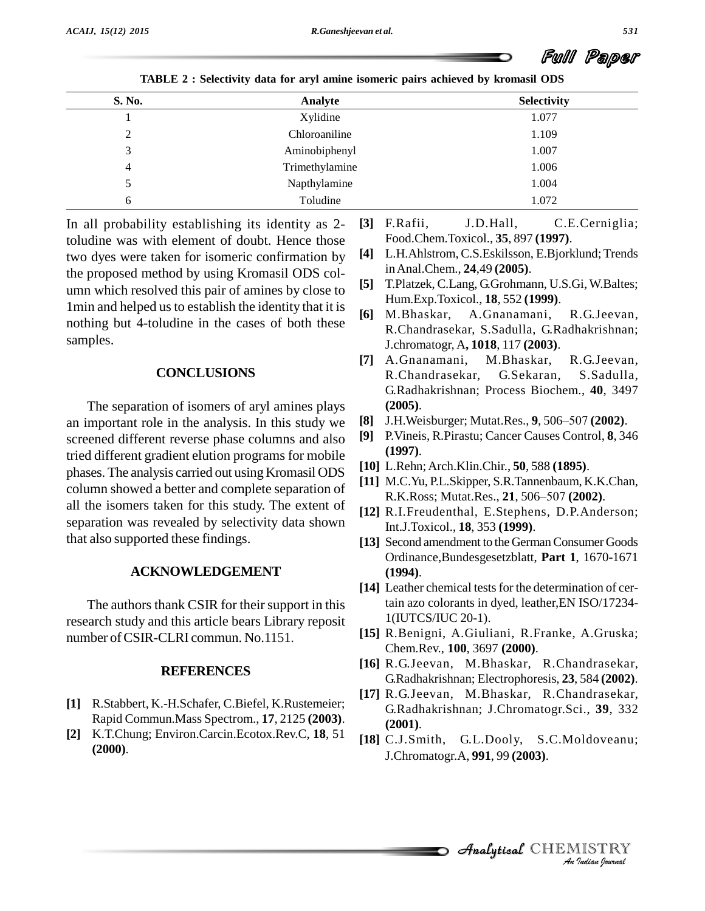TABLE 2 : Selectivity data for aryl amine isomeric pairs achieved by kromasil ODS

| S. No. | Analyte | Selectivity |
|---|---|---|
| 1 | Xylidine | 1.077 |
| 2 | Chloroaniline | 1.109 |
| 3 | Aminobiphenyl | 1.007 |
| 4 | Trimethylamine | 1.006 |
| 5 | Napthylamine | 1.004 |
| 6 | Toludine | 1.072 |

In all probability establishing its identity as 2-toludine was with element of doubt. Hence those two dyes were taken for isomeric confirmation by the proposed method by using Kromasil ODS column which resolved this pair of amines by close to 1min and helped us to establish the identity that it is nothing but 4-toludine in the cases of both these samples.

## CONCLUSIONS

The separation of isomers of aryl amines plays an important role in the analysis. In this study we screened different reverse phase columns and also tried different gradient elution programs for mobile phases. The analysis carried out using Kromasil ODS column showed a better and complete separation of all the isomers taken for this study. The extent of separation was revealed by selectivity data shown that also supported these findings.

## ACKNOWLEDGEMENT

The authors thank CSIR for their support in this research study and this article bears Library reposit number of CSIR-CLRI commun. No.1151.

## REFERENCES

**[1]** R.Stabbert, K.-H.Schafer, C.Biefel, K.Rustemeier; Rapid Commun.Mass Spectrom., **17**, 2125 **(2003)**.

**[2]** K.T.Chung; Environ.Carcin.Ecotox.Rev.C, **18**, 51 **(2000)**.

**[3]** F.Rafii, J.D.Hall, C.E.Cerniglia; Food.Chem.Toxicol., **35**, 897 **(1997)**.

**[4]** L.H.Ahlstrom, C.S.Eskilsson, E.Bjorklund; Trends in Anal.Chem., **24**,49 **(2005)**.

**[5]** T.Platzek, C.Lang, G.Grohmann, U.S.Gi, W.Baltes; Hum.Exp.Toxicol., **18**, 552 **(1999)**.

**[6]** M.Bhaskar, A.Gnanamani, R.G.Jeevan, R.Chandrasekar, S.Sadulla, G.Radhakrishnan; J.chromatogr, A**, 1018**, 117 **(2003)**.

**[7]** A.Gnanamani, M.Bhaskar, R.G.Jeevan, R.Chandrasekar, G.Sekaran, S.Sadulla, G.Radhakrishnan; Process Biochem., **40**, 3497 **(2005)**.

**[8]** J.H.Weisburger; Mutat.Res., **9**, 506–507 **(2002)**.

**[9]** P.Vineis, R.Pirastu; Cancer Causes Control, **8**, 346 **(1997)**.

**[10]** L.Rehn; Arch.Klin.Chir., **50**, 588 **(1895)**.

**[11]** M.C.Yu, P.L.Skipper, S.R.Tannenbaum, K.K.Chan, R.K.Ross; Mutat.Res., **21**, 506–507 **(2002)**.

**[12]** R.I.Freudenthal, E.Stephens, D.P.Anderson; Int.J.Toxicol., **18**, 353 **(1999)**.

**[13]** Second amendment to the German Consumer Goods Ordinance,Bundesgesetzblatt, **Part 1**, 1670-1671 **(1994)**.

**[14]** Leather chemical tests for the determination of certain azo colorants in dyed, leather,EN ISO/17234-1(IUTCS/IUC 20-1).

**[15]** R.Benigni, A.Giuliani, R.Franke, A.Gruska; Chem.Rev., **100**, 3697 **(2000)**.

**[16]** R.G.Jeevan, M.Bhaskar, R.Chandrasekar, G.Radhakrishnan; Electrophoresis, **23**, 584 **(2002)**.

**[17]** R.G.Jeevan, M.Bhaskar, R.Chandrasekar, G.Radhakrishnan; J.Chromatogr.Sci., **39**, 332 **(2001)**.

**[18]** C.J.Smith, G.L.Dooly, S.C.Moldoveanu; J.Chromatogr.A, **991**, 99 **(2003)**.